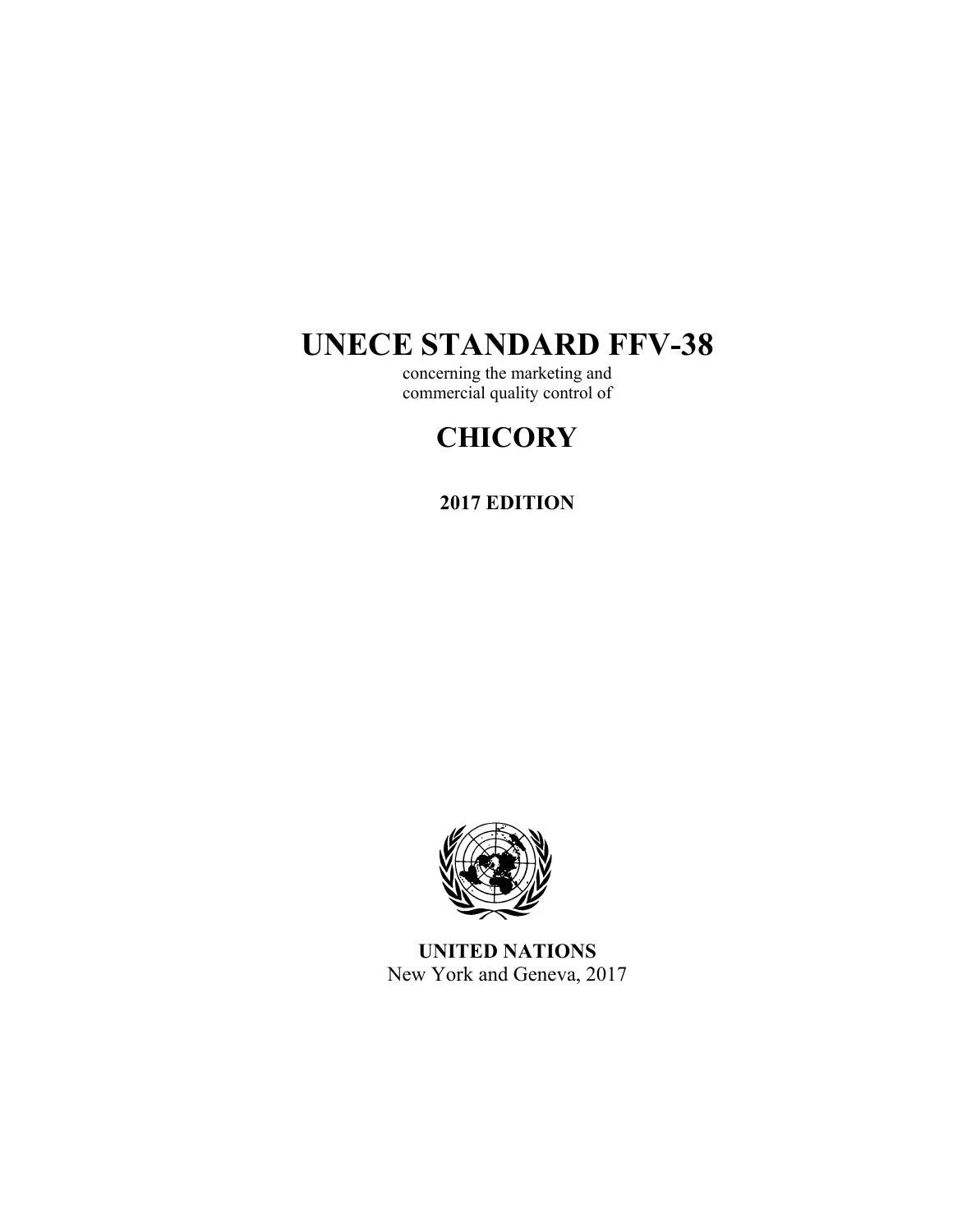# UNECE STANDARD FFV-38

concerning the marketing and commercial quality control of

# CHICORY

**2017 EDITION**

**UNITED NATIONS**
New York and Geneva, 2017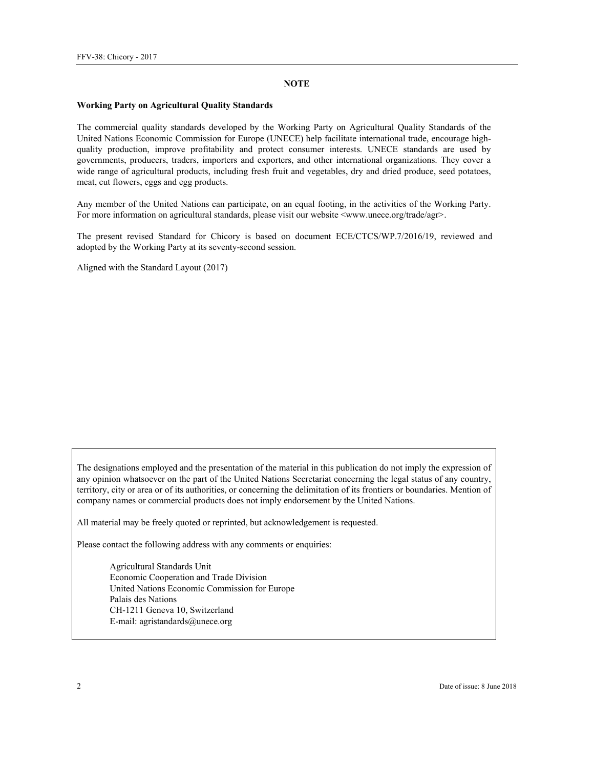## NOTE

**Working Party on Agricultural Quality Standards**

The commercial quality standards developed by the Working Party on Agricultural Quality Standards of the United Nations Economic Commission for Europe (UNECE) help facilitate international trade, encourage high-quality production, improve profitability and protect consumer interests. UNECE standards are used by governments, producers, traders, importers and exporters, and other international organizations. They cover a wide range of agricultural products, including fresh fruit and vegetables, dry and dried produce, seed potatoes, meat, cut flowers, eggs and egg products.

Any member of the United Nations can participate, on an equal footing, in the activities of the Working Party. For more information on agricultural standards, please visit our website <www.unece.org/trade/agr>.

The present revised Standard for Chicory is based on document ECE/CTCS/WP.7/2016/19, reviewed and adopted by the Working Party at its seventy-second session.

Aligned with the Standard Layout (2017)

The designations employed and the presentation of the material in this publication do not imply the expression of any opinion whatsoever on the part of the United Nations Secretariat concerning the legal status of any country, territory, city or area or of its authorities, or concerning the delimitation of its frontiers or boundaries. Mention of company names or commercial products does not imply endorsement by the United Nations.

All material may be freely quoted or reprinted, but acknowledgement is requested.

Please contact the following address with any comments or enquiries:

Agricultural Standards Unit
Economic Cooperation and Trade Division
United Nations Economic Commission for Europe
Palais des Nations
CH-1211 Geneva 10, Switzerland
E-mail: agristandards@unece.org

Date of issue: 8 June 2018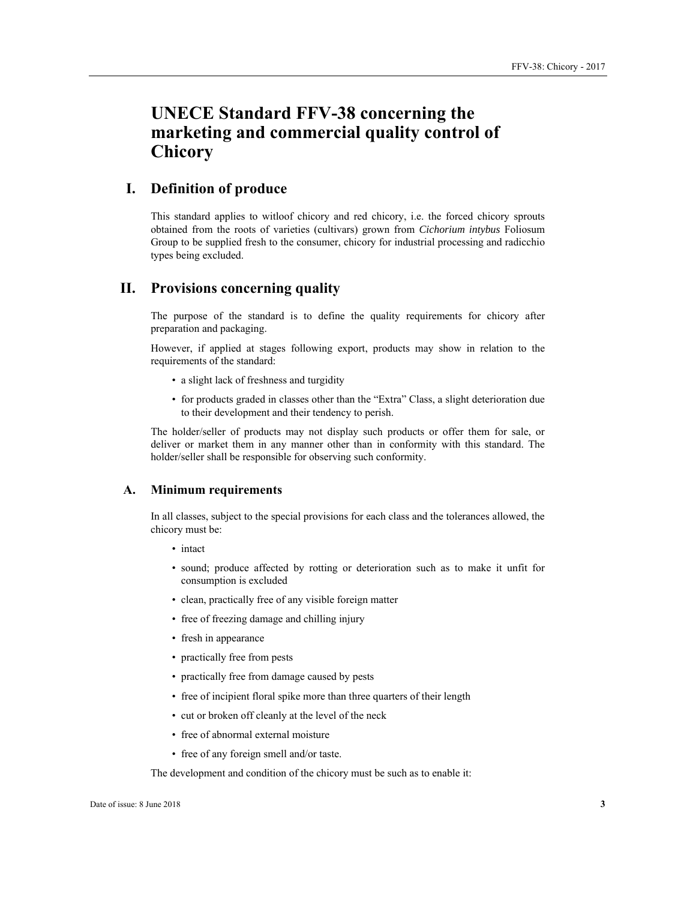# UNECE Standard FFV-38 concerning the marketing and commercial quality control of Chicory

## I. Definition of produce

This standard applies to witloof chicory and red chicory, i.e. the forced chicory sprouts obtained from the roots of varieties (cultivars) grown from *Cichorium intybus* Foliosum Group to be supplied fresh to the consumer, chicory for industrial processing and radicchio types being excluded.

## II. Provisions concerning quality

The purpose of the standard is to define the quality requirements for chicory after preparation and packaging.

However, if applied at stages following export, products may show in relation to the requirements of the standard:

- a slight lack of freshness and turgidity
- for products graded in classes other than the "Extra" Class, a slight deterioration due to their development and their tendency to perish.

The holder/seller of products may not display such products or offer them for sale, or deliver or market them in any manner other than in conformity with this standard. The holder/seller shall be responsible for observing such conformity.

### A. Minimum requirements

In all classes, subject to the special provisions for each class and the tolerances allowed, the chicory must be:

- intact
- sound; produce affected by rotting or deterioration such as to make it unfit for consumption is excluded
- clean, practically free of any visible foreign matter
- free of freezing damage and chilling injury
- fresh in appearance
- practically free from pests
- practically free from damage caused by pests
- free of incipient floral spike more than three quarters of their length
- cut or broken off cleanly at the level of the neck
- free of abnormal external moisture
- free of any foreign smell and/or taste.

The development and condition of the chicory must be such as to enable it: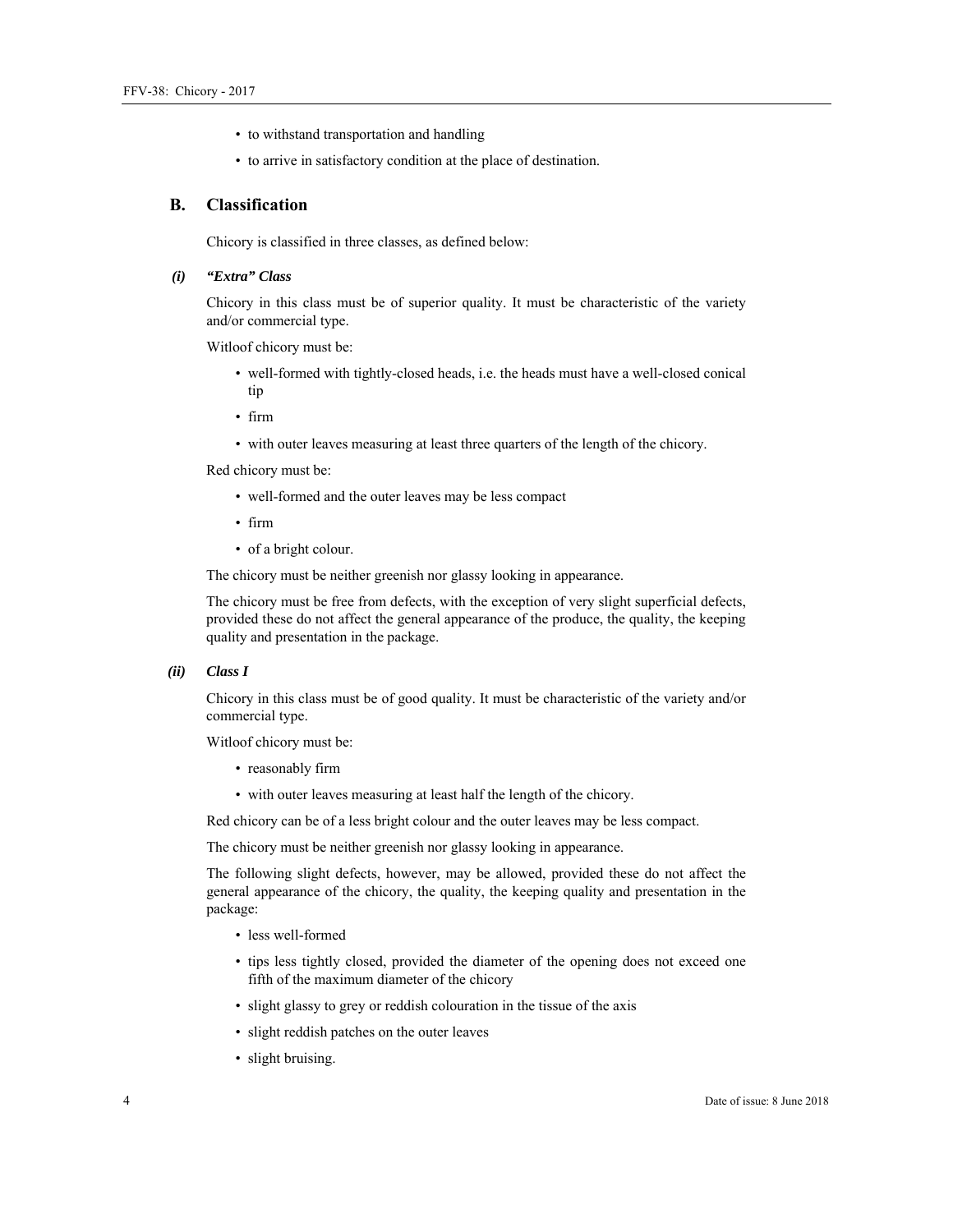- to withstand transportation and handling
- to arrive in satisfactory condition at the place of destination.

## B. Classification

Chicory is classified in three classes, as defined below:

### (i) *“Extra” Class*

Chicory in this class must be of superior quality. It must be characteristic of the variety and/or commercial type.

Witloof chicory must be:

- well-formed with tightly-closed heads, i.e. the heads must have a well-closed conical tip
- firm
- with outer leaves measuring at least three quarters of the length of the chicory.

Red chicory must be:

- well-formed and the outer leaves may be less compact
- firm
- of a bright colour.

The chicory must be neither greenish nor glassy looking in appearance.

The chicory must be free from defects, with the exception of very slight superficial defects, provided these do not affect the general appearance of the produce, the quality, the keeping quality and presentation in the package.

### (ii) *Class I*

Chicory in this class must be of good quality. It must be characteristic of the variety and/or commercial type.

Witloof chicory must be:

- reasonably firm
- with outer leaves measuring at least half the length of the chicory.

Red chicory can be of a less bright colour and the outer leaves may be less compact.

The chicory must be neither greenish nor glassy looking in appearance.

The following slight defects, however, may be allowed, provided these do not affect the general appearance of the chicory, the quality, the keeping quality and presentation in the package:

- less well-formed
- tips less tightly closed, provided the diameter of the opening does not exceed one fifth of the maximum diameter of the chicory
- slight glassy to grey or reddish colouration in the tissue of the axis
- slight reddish patches on the outer leaves
- slight bruising.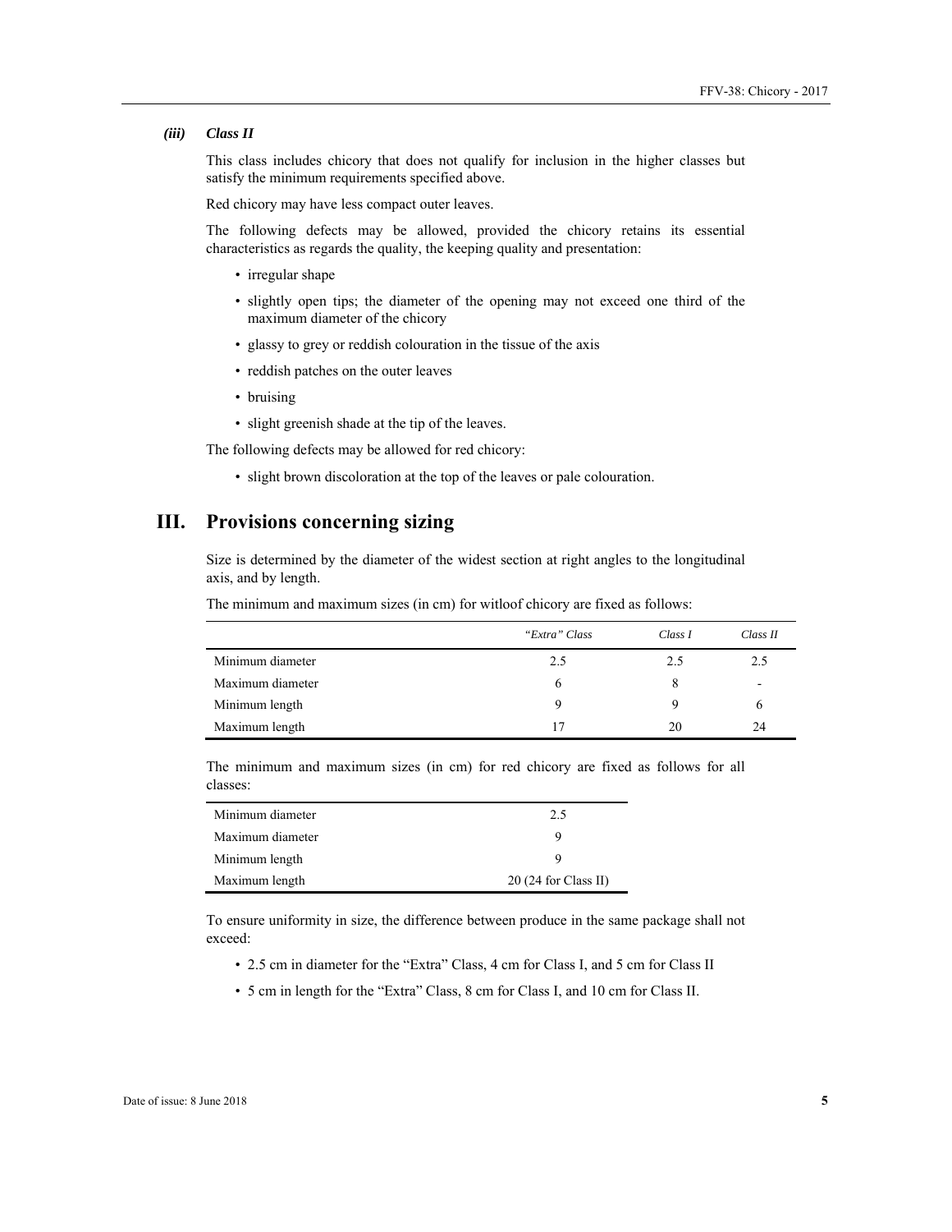#### *(iii) Class II*

This class includes chicory that does not qualify for inclusion in the higher classes but satisfy the minimum requirements specified above.

Red chicory may have less compact outer leaves.

The following defects may be allowed, provided the chicory retains its essential characteristics as regards the quality, the keeping quality and presentation:

- irregular shape
- slightly open tips; the diameter of the opening may not exceed one third of the maximum diameter of the chicory
- glassy to grey or reddish colouration in the tissue of the axis
- reddish patches on the outer leaves
- bruising
- slight greenish shade at the tip of the leaves.

The following defects may be allowed for red chicory:

- slight brown discoloration at the top of the leaves or pale colouration.

## III. Provisions concerning sizing

Size is determined by the diameter of the widest section at right angles to the longitudinal axis, and by length.

The minimum and maximum sizes (in cm) for witloof chicory are fixed as follows:

| | *"Extra" Class* | *Class I* | *Class II* |
|---|---|---|---|
| Minimum diameter | 2.5 | 2.5 | 2.5 |
| Maximum diameter | 6 | 8 | - |
| Minimum length | 9 | 9 | 6 |
| Maximum length | 17 | 20 | 24 |

The minimum and maximum sizes (in cm) for red chicory are fixed as follows for all classes:

| | |
|---|---|
| Minimum diameter | 2.5 |
| Maximum diameter | 9 |
| Minimum length | 9 |
| Maximum length | 20 (24 for Class II) |

To ensure uniformity in size, the difference between produce in the same package shall not exceed:

- 2.5 cm in diameter for the "Extra" Class, 4 cm for Class I, and 5 cm for Class II
- 5 cm in length for the "Extra" Class, 8 cm for Class I, and 10 cm for Class II.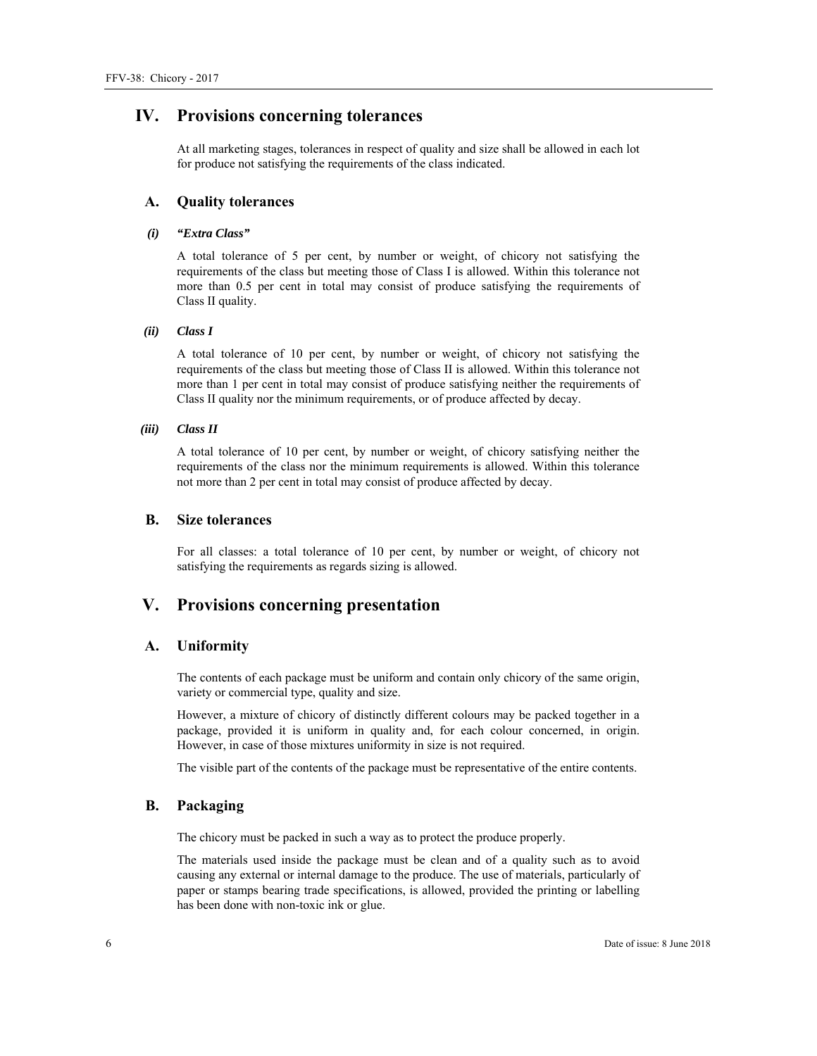# IV. Provisions concerning tolerances

At all marketing stages, tolerances in respect of quality and size shall be allowed in each lot for produce not satisfying the requirements of the class indicated.

## A. Quality tolerances

### *(i) "Extra Class"*

A total tolerance of 5 per cent, by number or weight, of chicory not satisfying the requirements of the class but meeting those of Class I is allowed. Within this tolerance not more than 0.5 per cent in total may consist of produce satisfying the requirements of Class II quality.

### *(ii) Class I*

A total tolerance of 10 per cent, by number or weight, of chicory not satisfying the requirements of the class but meeting those of Class II is allowed. Within this tolerance not more than 1 per cent in total may consist of produce satisfying neither the requirements of Class II quality nor the minimum requirements, or of produce affected by decay.

### *(iii) Class II*

A total tolerance of 10 per cent, by number or weight, of chicory satisfying neither the requirements of the class nor the minimum requirements is allowed. Within this tolerance not more than 2 per cent in total may consist of produce affected by decay.

## B. Size tolerances

For all classes: a total tolerance of 10 per cent, by number or weight, of chicory not satisfying the requirements as regards sizing is allowed.

# V. Provisions concerning presentation

## A. Uniformity

The contents of each package must be uniform and contain only chicory of the same origin, variety or commercial type, quality and size.

However, a mixture of chicory of distinctly different colours may be packed together in a package, provided it is uniform in quality and, for each colour concerned, in origin. However, in case of those mixtures uniformity in size is not required.

The visible part of the contents of the package must be representative of the entire contents.

## B. Packaging

The chicory must be packed in such a way as to protect the produce properly.

The materials used inside the package must be clean and of a quality such as to avoid causing any external or internal damage to the produce. The use of materials, particularly of paper or stamps bearing trade specifications, is allowed, provided the printing or labelling has been done with non-toxic ink or glue.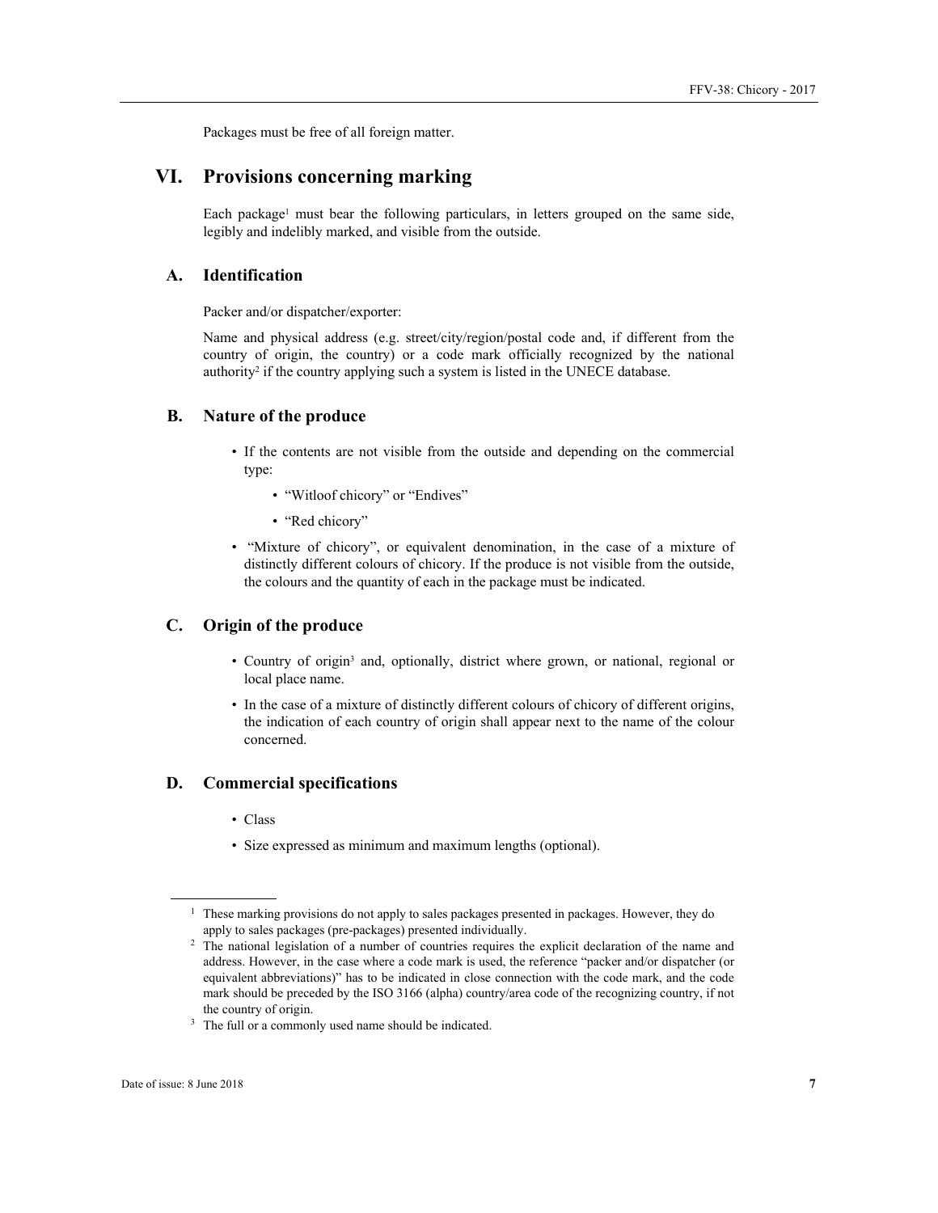Packages must be free of all foreign matter.

# VI. Provisions concerning marking

Each package[1] must bear the following particulars, in letters grouped on the same side, legibly and indelibly marked, and visible from the outside.

## A. Identification

Packer and/or dispatcher/exporter:

Name and physical address (e.g. street/city/region/postal code and, if different from the country of origin, the country) or a code mark officially recognized by the national authority[2] if the country applying such a system is listed in the UNECE database.

## B. Nature of the produce

- If the contents are not visible from the outside and depending on the commercial type:
  - "Witloof chicory" or "Endives"
  - "Red chicory"
- "Mixture of chicory", or equivalent denomination, in the case of a mixture of distinctly different colours of chicory. If the produce is not visible from the outside, the colours and the quantity of each in the package must be indicated.

## C. Origin of the produce

- Country of origin[3] and, optionally, district where grown, or national, regional or local place name.
- In the case of a mixture of distinctly different colours of chicory of different origins, the indication of each country of origin shall appear next to the name of the colour concerned.

## D. Commercial specifications

- Class
- Size expressed as minimum and maximum lengths (optional).

---

[1] These marking provisions do not apply to sales packages presented in packages. However, they do apply to sales packages (pre-packages) presented individually.

[2] The national legislation of a number of countries requires the explicit declaration of the name and address. However, in the case where a code mark is used, the reference "packer and/or dispatcher (or equivalent abbreviations)" has to be indicated in close connection with the code mark, and the code mark should be preceded by the ISO 3166 (alpha) country/area code of the recognizing country, if not the country of origin.

[3] The full or a commonly used name should be indicated.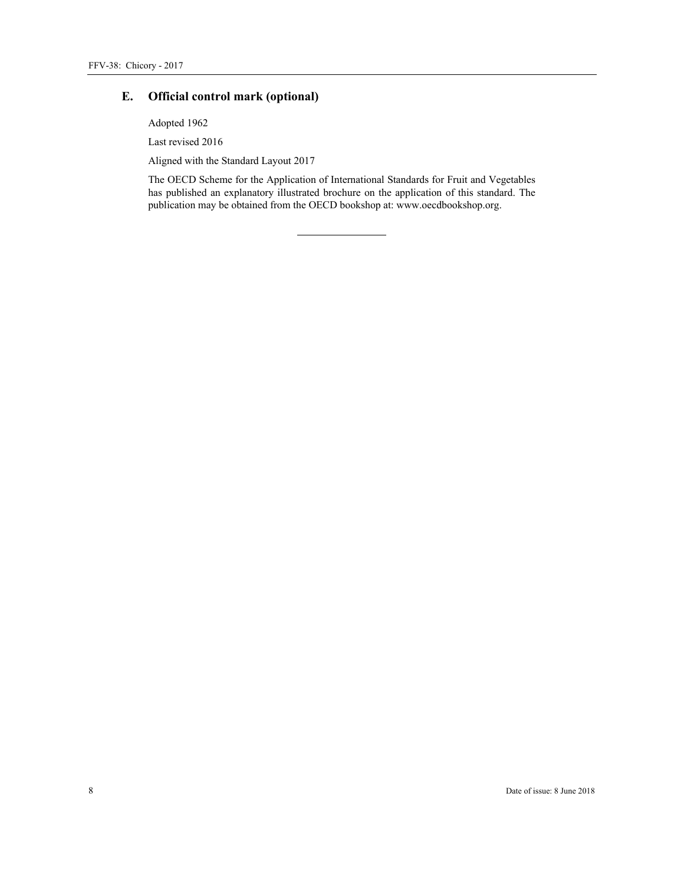## E. Official control mark (optional)

Adopted 1962

Last revised 2016

Aligned with the Standard Layout 2017

The OECD Scheme for the Application of International Standards for Fruit and Vegetables has published an explanatory illustrated brochure on the application of this standard. The publication may be obtained from the OECD bookshop at: www.oecdbookshop.org.

Date of issue: 8 June 2018